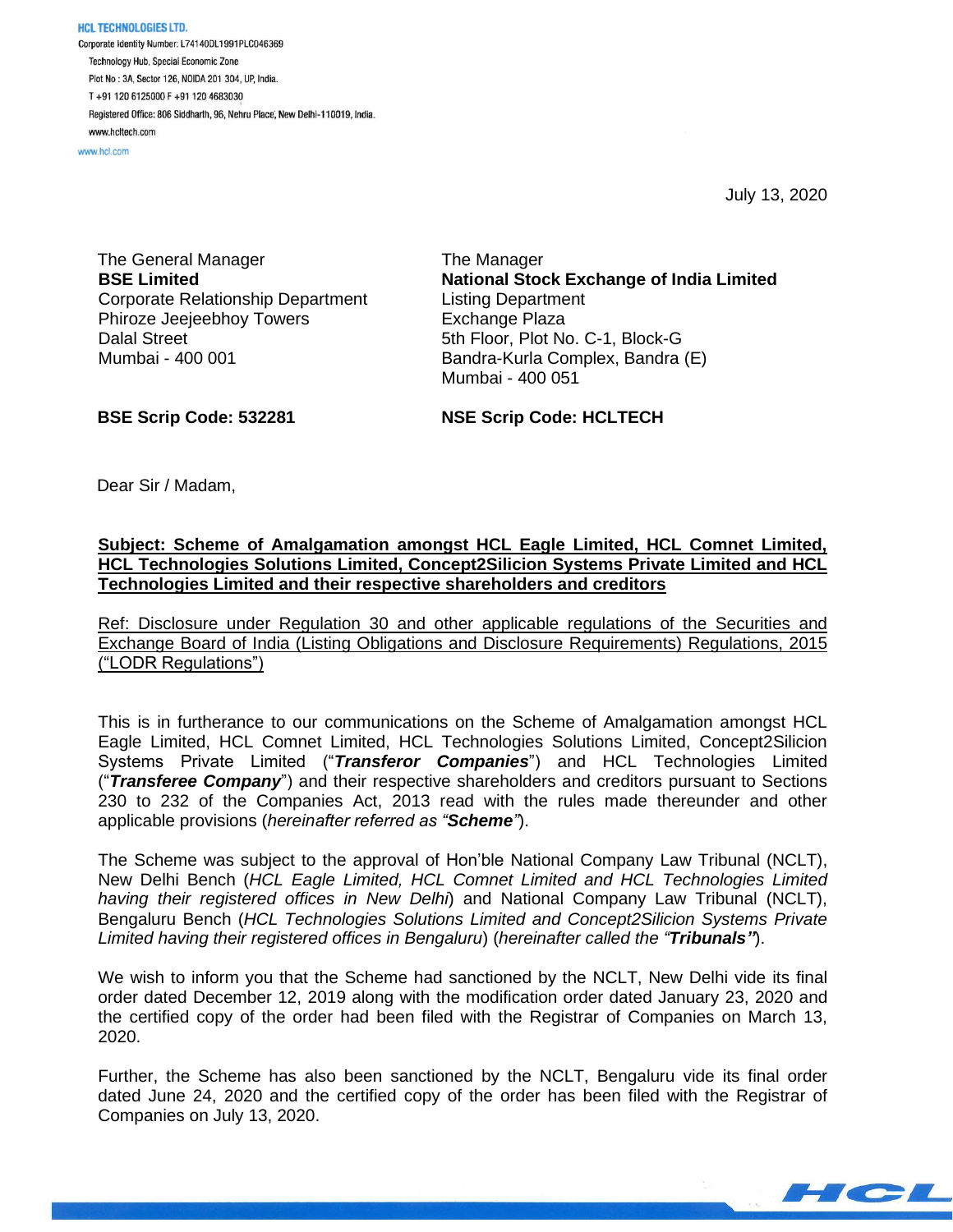**HCL TECHNOLOGIES LTD.**

Corporate Identity Number: L74140DL1991PLC046369

Technology Hub, Special Economic Zone

Plot No : 3A, Sector 126, NOIDA 201 304, UP, India.

T +91 120 6125000 F +91 120 4683030

Registered Office: 806 Siddharth, 96, Nehru Place, New Delhi-110019, India.

www.hcltech.com

www.hcl.com

July 13, 2020

The General Manager
**BSE Limited**
Corporate Relationship Department
Phiroze Jeejeebhoy Towers
Dalal Street
Mumbai - 400 001

The Manager
**National Stock Exchange of India Limited**
Listing Department
Exchange Plaza
5th Floor, Plot No. C-1, Block-G
Bandra-Kurla Complex, Bandra (E)
Mumbai - 400 051

**BSE Scrip Code: 532281**

**NSE Scrip Code: HCLTECH**

Dear Sir / Madam,

**Subject: Scheme of Amalgamation amongst HCL Eagle Limited, HCL Comnet Limited, HCL Technologies Solutions Limited, Concept2Silicion Systems Private Limited and HCL Technologies Limited and their respective shareholders and creditors**

Ref: Disclosure under Regulation 30 and other applicable regulations of the Securities and Exchange Board of India (Listing Obligations and Disclosure Requirements) Regulations, 2015 ("LODR Regulations")

This is in furtherance to our communications on the Scheme of Amalgamation amongst HCL Eagle Limited, HCL Comnet Limited, HCL Technologies Solutions Limited, Concept2Silicion Systems Private Limited ("***Transferor Companies***") and HCL Technologies Limited ("***Transferee Company***") and their respective shareholders and creditors pursuant to Sections 230 to 232 of the Companies Act, 2013 read with the rules made thereunder and other applicable provisions (*hereinafter referred as "**Scheme**"*).

The Scheme was subject to the approval of Hon'ble National Company Law Tribunal (NCLT), New Delhi Bench (*HCL Eagle Limited, HCL Comnet Limited and HCL Technologies Limited having their registered offices in New Delhi*) and National Company Law Tribunal (NCLT), Bengaluru Bench (*HCL Technologies Solutions Limited and Concept2Silicion Systems Private Limited having their registered offices in Bengaluru*) (*hereinafter called the "**Tribunals"***).

We wish to inform you that the Scheme had sanctioned by the NCLT, New Delhi vide its final order dated December 12, 2019 along with the modification order dated January 23, 2020 and the certified copy of the order had been filed with the Registrar of Companies on March 13, 2020.

Further, the Scheme has also been sanctioned by the NCLT, Bengaluru vide its final order dated June 24, 2020 and the certified copy of the order has been filed with the Registrar of Companies on July 13, 2020.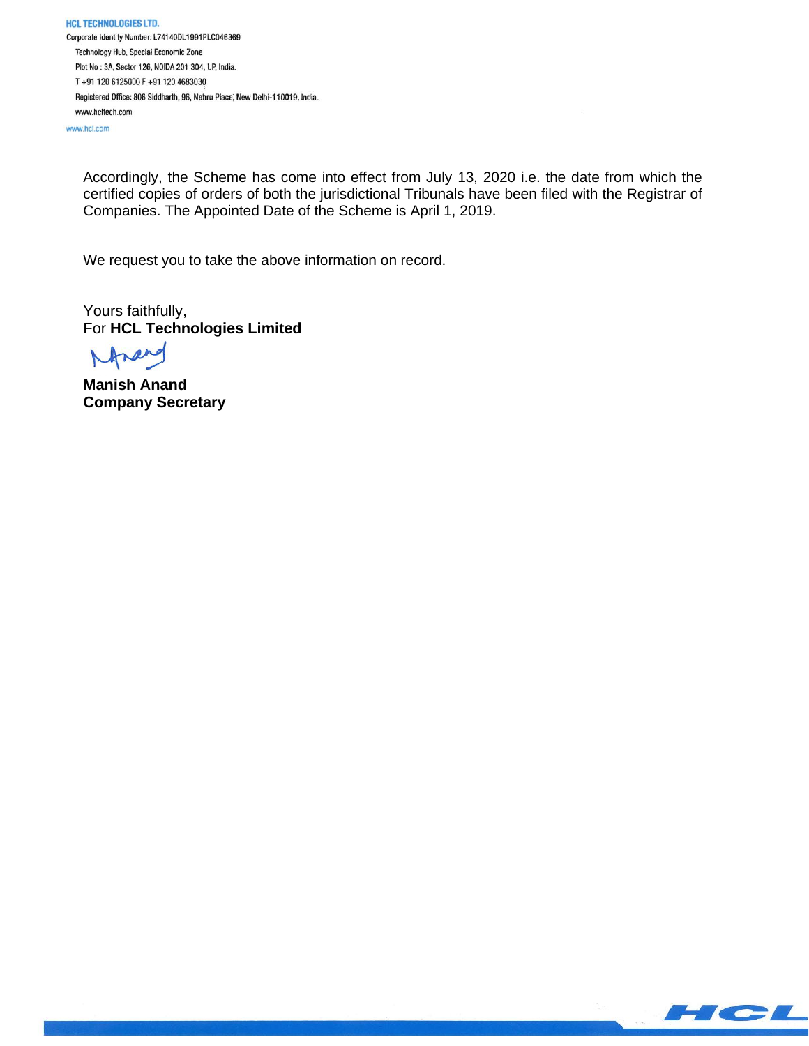**HCL TECHNOLOGIES LTD.**

Corporate Identity Number: L74140DL1991PLC046369

Technology Hub, Special Economic Zone

Plot No : 3A, Sector 126, NOIDA 201 304, UP, India.

T +91 120 6125000 F +91 120 4683030

Registered Office: 806 Siddharth, 96, Nehru Place, New Delhi-110019, India.

www.hcltech.com

www.hcl.com

Accordingly, the Scheme has come into effect from July 13, 2020 i.e. the date from which the certified copies of orders of both the jurisdictional Tribunals have been filed with the Registrar of Companies. The Appointed Date of the Scheme is April 1, 2019.

We request you to take the above information on record.

Yours faithfully,
For **HCL Technologies Limited**

**Manish Anand**
**Company Secretary**